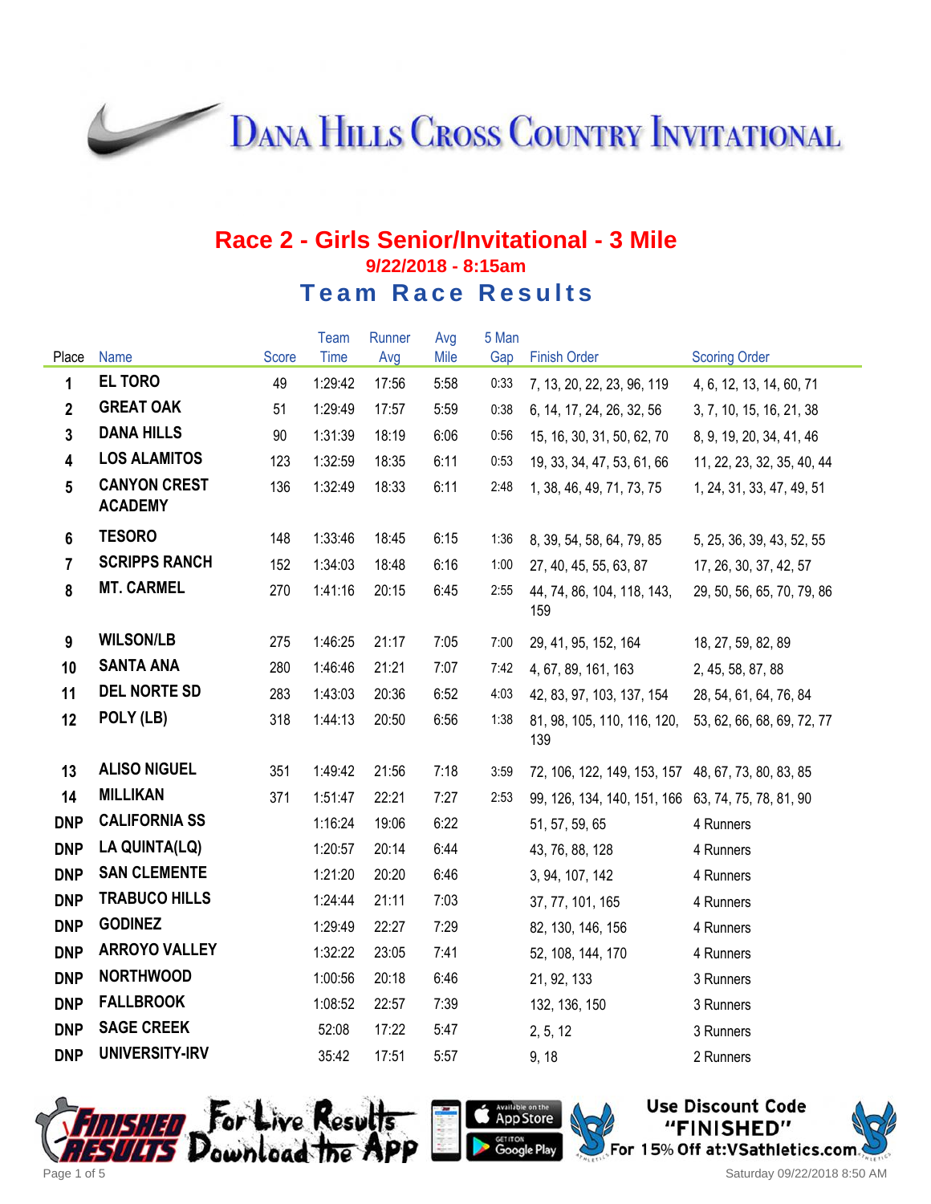# Dana Hills Cross Country Invitational

## Race 2 - Girls Senior/Invitational - 3 Mile

**9/22/2018 - 8:15am**

## Team Race Results

| Place | Name | Score | Team Time | Runner Avg | Avg Mile | 5 Man Gap | Finish Order | Scoring Order |
|---|---|---|---|---|---|---|---|---|
| 1 | EL TORO | 49 | 1:29:42 | 17:56 | 5:58 | 0:33 | 7, 13, 20, 22, 23, 96, 119 | 4, 6, 12, 13, 14, 60, 71 |
| 2 | GREAT OAK | 51 | 1:29:49 | 17:57 | 5:59 | 0:38 | 6, 14, 17, 24, 26, 32, 56 | 3, 7, 10, 15, 16, 21, 38 |
| 3 | DANA HILLS | 90 | 1:31:39 | 18:19 | 6:06 | 0:56 | 15, 16, 30, 31, 50, 62, 70 | 8, 9, 19, 20, 34, 41, 46 |
| 4 | LOS ALAMITOS | 123 | 1:32:59 | 18:35 | 6:11 | 0:53 | 19, 33, 34, 47, 53, 61, 66 | 11, 22, 23, 32, 35, 40, 44 |
| 5 | CANYON CREST ACADEMY | 136 | 1:32:49 | 18:33 | 6:11 | 2:48 | 1, 38, 46, 49, 71, 73, 75 | 1, 24, 31, 33, 47, 49, 51 |
| 6 | TESORO | 148 | 1:33:46 | 18:45 | 6:15 | 1:36 | 8, 39, 54, 58, 64, 79, 85 | 5, 25, 36, 39, 43, 52, 55 |
| 7 | SCRIPPS RANCH | 152 | 1:34:03 | 18:48 | 6:16 | 1:00 | 27, 40, 45, 55, 63, 87 | 17, 26, 30, 37, 42, 57 |
| 8 | MT. CARMEL | 270 | 1:41:16 | 20:15 | 6:45 | 2:55 | 44, 74, 86, 104, 118, 143, 159 | 29, 50, 56, 65, 70, 79, 86 |
| 9 | WILSON/LB | 275 | 1:46:25 | 21:17 | 7:05 | 7:00 | 29, 41, 95, 152, 164 | 18, 27, 59, 82, 89 |
| 10 | SANTA ANA | 280 | 1:46:46 | 21:21 | 7:07 | 7:42 | 4, 67, 89, 161, 163 | 2, 45, 58, 87, 88 |
| 11 | DEL NORTE SD | 283 | 1:43:03 | 20:36 | 6:52 | 4:03 | 42, 83, 97, 103, 137, 154 | 28, 54, 61, 64, 76, 84 |
| 12 | POLY (LB) | 318 | 1:44:13 | 20:50 | 6:56 | 1:38 | 81, 98, 105, 110, 116, 120, 139 | 53, 62, 66, 68, 69, 72, 77 |
| 13 | ALISO NIGUEL | 351 | 1:49:42 | 21:56 | 7:18 | 3:59 | 72, 106, 122, 149, 153, 157 | 48, 67, 73, 80, 83, 85 |
| 14 | MILLIKAN | 371 | 1:51:47 | 22:21 | 7:27 | 2:53 | 99, 126, 134, 140, 151, 166 | 63, 74, 75, 78, 81, 90 |
| DNP | CALIFORNIA SS | | 1:16:24 | 19:06 | 6:22 | | 51, 57, 59, 65 | 4 Runners |
| DNP | LA QUINTA(LQ) | | 1:20:57 | 20:14 | 6:44 | | 43, 76, 88, 128 | 4 Runners |
| DNP | SAN CLEMENTE | | 1:21:20 | 20:20 | 6:46 | | 3, 94, 107, 142 | 4 Runners |
| DNP | TRABUCO HILLS | | 1:24:44 | 21:11 | 7:03 | | 37, 77, 101, 165 | 4 Runners |
| DNP | GODINEZ | | 1:29:49 | 22:27 | 7:29 | | 82, 130, 146, 156 | 4 Runners |
| DNP | ARROYO VALLEY | | 1:32:22 | 23:05 | 7:41 | | 52, 108, 144, 170 | 4 Runners |
| DNP | NORTHWOOD | | 1:00:56 | 20:18 | 6:46 | | 21, 92, 133 | 3 Runners |
| DNP | FALLBROOK | | 1:08:52 | 22:57 | 7:39 | | 132, 136, 150 | 3 Runners |
| DNP | SAGE CREEK | | 52:08 | 17:22 | 5:47 | | 2, 5, 12 | 3 Runners |
| DNP | UNIVERSITY-IRV | | 35:42 | 17:51 | 5:57 | | 9, 18 | 2 Runners |

Finished Results — For Live Results Download the App — Available on the App Store / Get it on Google Play

Use Discount Code "FINISHED" For 15% Off at:VSathletics.com

Saturday 09/22/2018 8:50 AM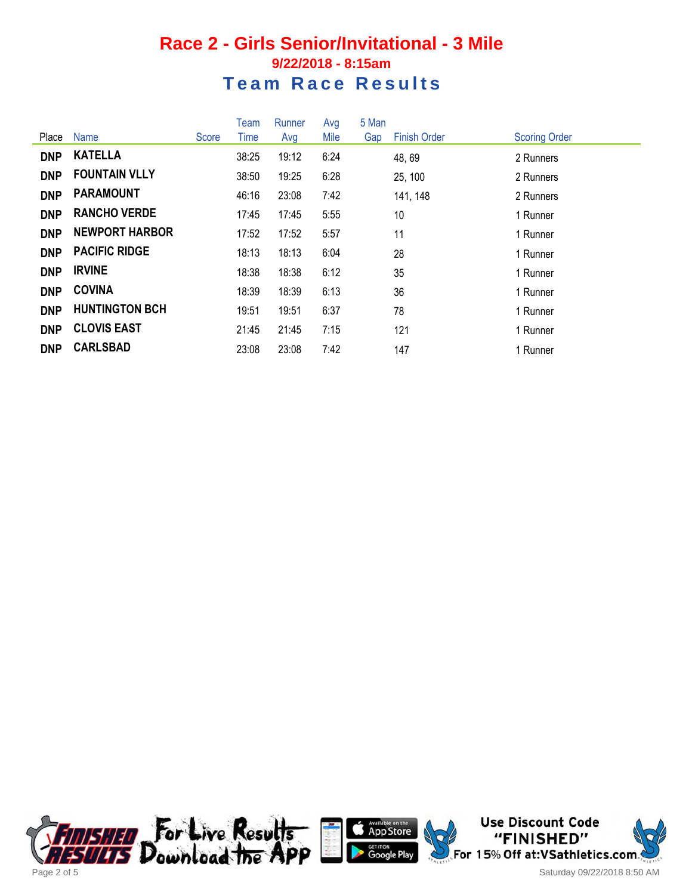# Race 2 - Girls Senior/Invitational - 3 Mile

### 9/22/2018 - 8:15am

## Team Race Results

| Place | Name | Score | Team Time | Runner Avg | Avg Mile | 5 Man Gap | Finish Order | Scoring Order |
|---|---|---|---|---|---|---|---|---|
| DNP | KATELLA | | 38:25 | 19:12 | 6:24 | | 48, 69 | 2 Runners |
| DNP | FOUNTAIN VLLY | | 38:50 | 19:25 | 6:28 | | 25, 100 | 2 Runners |
| DNP | PARAMOUNT | | 46:16 | 23:08 | 7:42 | | 141, 148 | 2 Runners |
| DNP | RANCHO VERDE | | 17:45 | 17:45 | 5:55 | | 10 | 1 Runner |
| DNP | NEWPORT HARBOR | | 17:52 | 17:52 | 5:57 | | 11 | 1 Runner |
| DNP | PACIFIC RIDGE | | 18:13 | 18:13 | 6:04 | | 28 | 1 Runner |
| DNP | IRVINE | | 18:38 | 18:38 | 6:12 | | 35 | 1 Runner |
| DNP | COVINA | | 18:39 | 18:39 | 6:13 | | 36 | 1 Runner |
| DNP | HUNTINGTON BCH | | 19:51 | 19:51 | 6:37 | | 78 | 1 Runner |
| DNP | CLOVIS EAST | | 21:45 | 21:45 | 7:15 | | 121 | 1 Runner |
| DNP | CARLSBAD | | 23:08 | 23:08 | 7:42 | | 147 | 1 Runner |

Use Discount Code "FINISHED" For 15% Off at:VSathletics.com

Saturday 09/22/2018 8:50 AM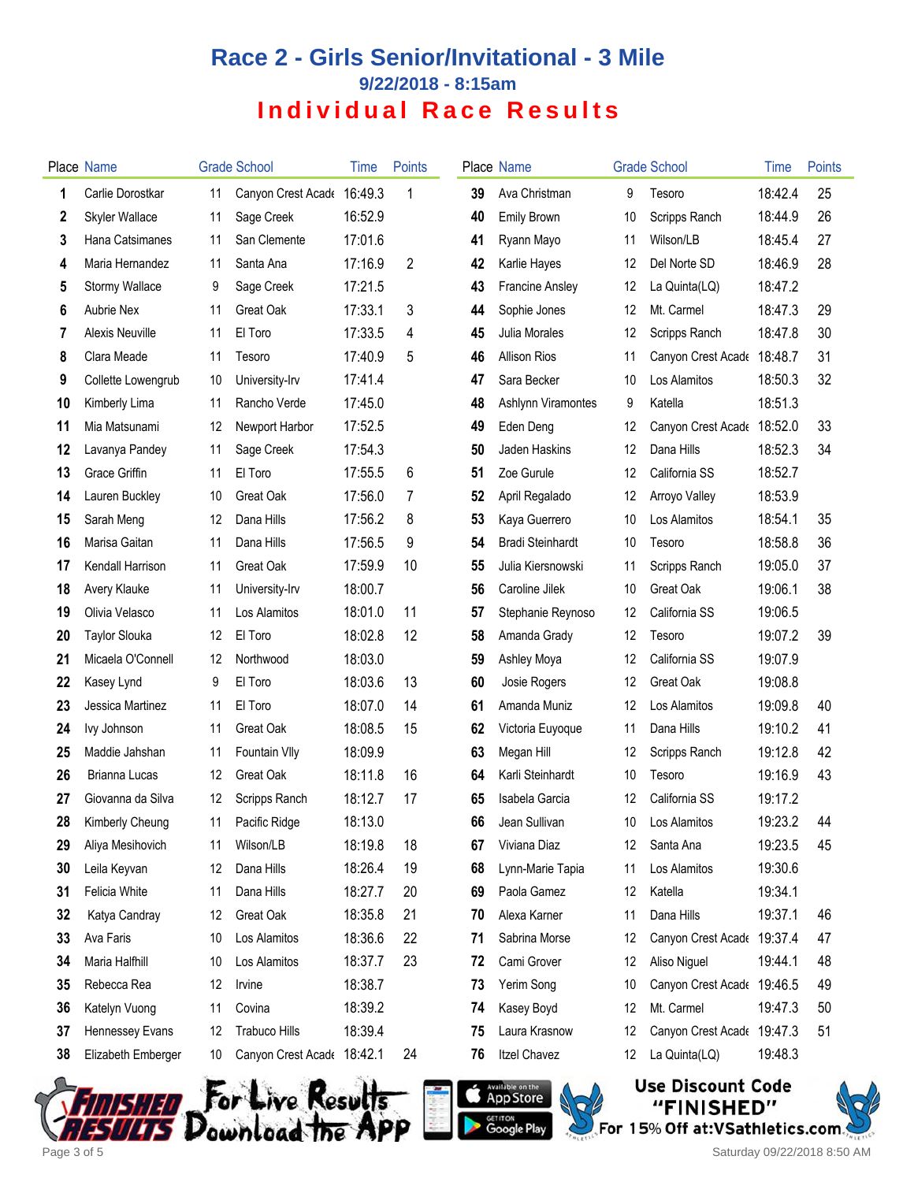# Race 2 - Girls Senior/Invitational - 3 Mile

## 9/22/2018 - 8:15am

## Individual Race Results

| Place | Name | Grade | School | Time | Points |
|---|---|---|---|---|---|
| 1 | Carlie Dorostkar | 11 | Canyon Crest Acade | 16:49.3 | 1 |
| 2 | Skyler Wallace | 11 | Sage Creek | 16:52.9 | |
| 3 | Hana Catsimanes | 11 | San Clemente | 17:01.6 | |
| 4 | Maria Hernandez | 11 | Santa Ana | 17:16.9 | 2 |
| 5 | Stormy Wallace | 9 | Sage Creek | 17:21.5 | |
| 6 | Aubrie Nex | 11 | Great Oak | 17:33.1 | 3 |
| 7 | Alexis Neuville | 11 | El Toro | 17:33.5 | 4 |
| 8 | Clara Meade | 11 | Tesoro | 17:40.9 | 5 |
| 9 | Collette Lowengrub | 10 | University-Irv | 17:41.4 | |
| 10 | Kimberly Lima | 11 | Rancho Verde | 17:45.0 | |
| 11 | Mia Matsunami | 12 | Newport Harbor | 17:52.5 | |
| 12 | Lavanya Pandey | 11 | Sage Creek | 17:54.3 | |
| 13 | Grace Griffin | 11 | El Toro | 17:55.5 | 6 |
| 14 | Lauren Buckley | 10 | Great Oak | 17:56.0 | 7 |
| 15 | Sarah Meng | 12 | Dana Hills | 17:56.2 | 8 |
| 16 | Marisa Gaitan | 11 | Dana Hills | 17:56.5 | 9 |
| 17 | Kendall Harrison | 11 | Great Oak | 17:59.9 | 10 |
| 18 | Avery Klauke | 11 | University-Irv | 18:00.7 | |
| 19 | Olivia Velasco | 11 | Los Alamitos | 18:01.0 | 11 |
| 20 | Taylor Slouka | 12 | El Toro | 18:02.8 | 12 |
| 21 | Micaela O'Connell | 12 | Northwood | 18:03.0 | |
| 22 | Kasey Lynd | 9 | El Toro | 18:03.6 | 13 |
| 23 | Jessica Martinez | 11 | El Toro | 18:07.0 | 14 |
| 24 | Ivy Johnson | 11 | Great Oak | 18:08.5 | 15 |
| 25 | Maddie Jahshan | 11 | Fountain Vlly | 18:09.9 | |
| 26 | Brianna Lucas | 12 | Great Oak | 18:11.8 | 16 |
| 27 | Giovanna da Silva | 12 | Scripps Ranch | 18:12.7 | 17 |
| 28 | Kimberly Cheung | 11 | Pacific Ridge | 18:13.0 | |
| 29 | Aliya Mesihovich | 11 | Wilson/LB | 18:19.8 | 18 |
| 30 | Leila Keyvan | 12 | Dana Hills | 18:26.4 | 19 |
| 31 | Felicia White | 11 | Dana Hills | 18:27.7 | 20 |
| 32 | Katya Candray | 12 | Great Oak | 18:35.8 | 21 |
| 33 | Ava Faris | 10 | Los Alamitos | 18:36.6 | 22 |
| 34 | Maria Halfhill | 10 | Los Alamitos | 18:37.7 | 23 |
| 35 | Rebecca Rea | 12 | Irvine | 18:38.7 | |
| 36 | Katelyn Vuong | 11 | Covina | 18:39.2 | |
| 37 | Hennessey Evans | 12 | Trabuco Hills | 18:39.4 | |
| 38 | Elizabeth Emberger | 10 | Canyon Crest Acade | 18:42.1 | 24 |
| 39 | Ava Christman | 9 | Tesoro | 18:42.4 | 25 |
| 40 | Emily Brown | 10 | Scripps Ranch | 18:44.9 | 26 |
| 41 | Ryann Mayo | 11 | Wilson/LB | 18:45.4 | 27 |
| 42 | Karlie Hayes | 12 | Del Norte SD | 18:46.9 | 28 |
| 43 | Francine Ansley | 12 | La Quinta(LQ) | 18:47.2 | |
| 44 | Sophie Jones | 12 | Mt. Carmel | 18:47.3 | 29 |
| 45 | Julia Morales | 12 | Scripps Ranch | 18:47.8 | 30 |
| 46 | Allison Rios | 11 | Canyon Crest Acade | 18:48.7 | 31 |
| 47 | Sara Becker | 10 | Los Alamitos | 18:50.3 | 32 |
| 48 | Ashlynn Viramontes | 9 | Katella | 18:51.3 | |
| 49 | Eden Deng | 12 | Canyon Crest Acade | 18:52.0 | 33 |
| 50 | Jaden Haskins | 12 | Dana Hills | 18:52.3 | 34 |
| 51 | Zoe Gurule | 12 | California SS | 18:52.7 | |
| 52 | April Regalado | 12 | Arroyo Valley | 18:53.9 | |
| 53 | Kaya Guerrero | 10 | Los Alamitos | 18:54.1 | 35 |
| 54 | Bradi Steinhardt | 10 | Tesoro | 18:58.8 | 36 |
| 55 | Julia Kiersnowski | 11 | Scripps Ranch | 19:05.0 | 37 |
| 56 | Caroline Jilek | 10 | Great Oak | 19:06.1 | 38 |
| 57 | Stephanie Reynoso | 12 | California SS | 19:06.5 | |
| 58 | Amanda Grady | 12 | Tesoro | 19:07.2 | 39 |
| 59 | Ashley Moya | 12 | California SS | 19:07.9 | |
| 60 | Josie Rogers | 12 | Great Oak | 19:08.8 | |
| 61 | Amanda Muniz | 12 | Los Alamitos | 19:09.8 | 40 |
| 62 | Victoria Euyoque | 11 | Dana Hills | 19:10.2 | 41 |
| 63 | Megan Hill | 12 | Scripps Ranch | 19:12.8 | 42 |
| 64 | Karli Steinhardt | 10 | Tesoro | 19:16.9 | 43 |
| 65 | Isabela Garcia | 12 | California SS | 19:17.2 | |
| 66 | Jean Sullivan | 10 | Los Alamitos | 19:23.2 | 44 |
| 67 | Viviana Diaz | 12 | Santa Ana | 19:23.5 | 45 |
| 68 | Lynn-Marie Tapia | 11 | Los Alamitos | 19:30.6 | |
| 69 | Paola Gamez | 12 | Katella | 19:34.1 | |
| 70 | Alexa Karner | 11 | Dana Hills | 19:37.1 | 46 |
| 71 | Sabrina Morse | 12 | Canyon Crest Acade | 19:37.4 | 47 |
| 72 | Cami Grover | 12 | Aliso Niguel | 19:44.1 | 48 |
| 73 | Yerim Song | 10 | Canyon Crest Acade | 19:46.5 | 49 |
| 74 | Kasey Boyd | 12 | Mt. Carmel | 19:47.3 | 50 |
| 75 | Laura Krasnow | 12 | Canyon Crest Acade | 19:47.3 | 51 |
| 76 | Itzel Chavez | 12 | La Quinta(LQ) | 19:48.3 | |

For Live Results Download the App

Use Discount Code "FINISHED" For 15% Off at:VSathletics.com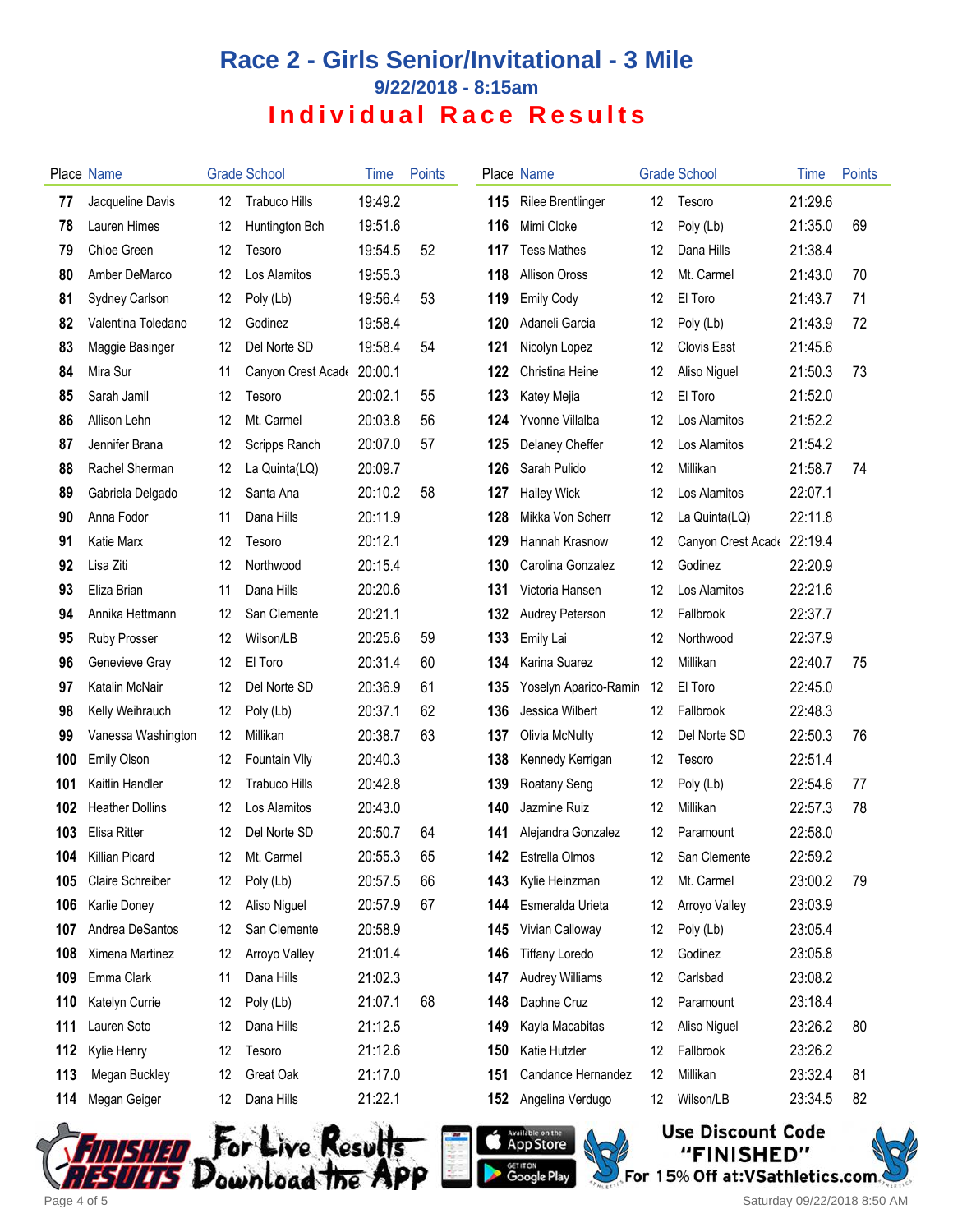# Race 2 - Girls Senior/Invitational - 3 Mile

### 9/22/2018 - 8:15am

## Individual Race Results

| Place | Name | Grade | School | Time | Points |
|---|---|---|---|---|---|
| 77 | Jacqueline Davis | 12 | Trabuco Hills | 19:49.2 | |
| 78 | Lauren Himes | 12 | Huntington Bch | 19:51.6 | |
| 79 | Chloe Green | 12 | Tesoro | 19:54.5 | 52 |
| 80 | Amber DeMarco | 12 | Los Alamitos | 19:55.3 | |
| 81 | Sydney Carlson | 12 | Poly (Lb) | 19:56.4 | 53 |
| 82 | Valentina Toledano | 12 | Godinez | 19:58.4 | |
| 83 | Maggie Basinger | 12 | Del Norte SD | 19:58.4 | 54 |
| 84 | Mira Sur | 11 | Canyon Crest Acade | 20:00.1 | |
| 85 | Sarah Jamil | 12 | Tesoro | 20:02.1 | 55 |
| 86 | Allison Lehn | 12 | Mt. Carmel | 20:03.8 | 56 |
| 87 | Jennifer Brana | 12 | Scripps Ranch | 20:07.0 | 57 |
| 88 | Rachel Sherman | 12 | La Quinta(LQ) | 20:09.7 | |
| 89 | Gabriela Delgado | 12 | Santa Ana | 20:10.2 | 58 |
| 90 | Anna Fodor | 11 | Dana Hills | 20:11.9 | |
| 91 | Katie Marx | 12 | Tesoro | 20:12.1 | |
| 92 | Lisa Ziti | 12 | Northwood | 20:15.4 | |
| 93 | Eliza Brian | 11 | Dana Hills | 20:20.6 | |
| 94 | Annika Hettmann | 12 | San Clemente | 20:21.1 | |
| 95 | Ruby Prosser | 12 | Wilson/LB | 20:25.6 | 59 |
| 96 | Genevieve Gray | 12 | El Toro | 20:31.4 | 60 |
| 97 | Katalin McNair | 12 | Del Norte SD | 20:36.9 | 61 |
| 98 | Kelly Weihrauch | 12 | Poly (Lb) | 20:37.1 | 62 |
| 99 | Vanessa Washington | 12 | Millikan | 20:38.7 | 63 |
| 100 | Emily Olson | 12 | Fountain Vlly | 20:40.3 | |
| 101 | Kaitlin Handler | 12 | Trabuco Hills | 20:42.8 | |
| 102 | Heather Dollins | 12 | Los Alamitos | 20:43.0 | |
| 103 | Elisa Ritter | 12 | Del Norte SD | 20:50.7 | 64 |
| 104 | Killian Picard | 12 | Mt. Carmel | 20:55.3 | 65 |
| 105 | Claire Schreiber | 12 | Poly (Lb) | 20:57.5 | 66 |
| 106 | Karlie Doney | 12 | Aliso Niguel | 20:57.9 | 67 |
| 107 | Andrea DeSantos | 12 | San Clemente | 20:58.9 | |
| 108 | Ximena Martinez | 12 | Arroyo Valley | 21:01.4 | |
| 109 | Emma Clark | 11 | Dana Hills | 21:02.3 | |
| 110 | Katelyn Currie | 12 | Poly (Lb) | 21:07.1 | 68 |
| 111 | Lauren Soto | 12 | Dana Hills | 21:12.5 | |
| 112 | Kylie Henry | 12 | Tesoro | 21:12.6 | |
| 113 | Megan Buckley | 12 | Great Oak | 21:17.0 | |
| 114 | Megan Geiger | 12 | Dana Hills | 21:22.1 | |
| 115 | Rilee Brentlinger | 12 | Tesoro | 21:29.6 | |
| 116 | Mimi Cloke | 12 | Poly (Lb) | 21:35.0 | 69 |
| 117 | Tess Mathes | 12 | Dana Hills | 21:38.4 | |
| 118 | Allison Oross | 12 | Mt. Carmel | 21:43.0 | 70 |
| 119 | Emily Cody | 12 | El Toro | 21:43.7 | 71 |
| 120 | Adaneli Garcia | 12 | Poly (Lb) | 21:43.9 | 72 |
| 121 | Nicolyn Lopez | 12 | Clovis East | 21:45.6 | |
| 122 | Christina Heine | 12 | Aliso Niguel | 21:50.3 | 73 |
| 123 | Katey Mejia | 12 | El Toro | 21:52.0 | |
| 124 | Yvonne Villalba | 12 | Los Alamitos | 21:52.2 | |
| 125 | Delaney Cheffer | 12 | Los Alamitos | 21:54.2 | |
| 126 | Sarah Pulido | 12 | Millikan | 21:58.7 | 74 |
| 127 | Hailey Wick | 12 | Los Alamitos | 22:07.1 | |
| 128 | Mikka Von Scherr | 12 | La Quinta(LQ) | 22:11.8 | |
| 129 | Hannah Krasnow | 12 | Canyon Crest Acade | 22:19.4 | |
| 130 | Carolina Gonzalez | 12 | Godinez | 22:20.9 | |
| 131 | Victoria Hansen | 12 | Los Alamitos | 22:21.6 | |
| 132 | Audrey Peterson | 12 | Fallbrook | 22:37.7 | |
| 133 | Emily Lai | 12 | Northwood | 22:37.9 | |
| 134 | Karina Suarez | 12 | Millikan | 22:40.7 | 75 |
| 135 | Yoselyn Aparico-Ramir | 12 | El Toro | 22:45.0 | |
| 136 | Jessica Wilbert | 12 | Fallbrook | 22:48.3 | |
| 137 | Olivia McNulty | 12 | Del Norte SD | 22:50.3 | 76 |
| 138 | Kennedy Kerrigan | 12 | Tesoro | 22:51.4 | |
| 139 | Roatany Seng | 12 | Poly (Lb) | 22:54.6 | 77 |
| 140 | Jazmine Ruiz | 12 | Millikan | 22:57.3 | 78 |
| 141 | Alejandra Gonzalez | 12 | Paramount | 22:58.0 | |
| 142 | Estrella Olmos | 12 | San Clemente | 22:59.2 | |
| 143 | Kylie Heinzman | 12 | Mt. Carmel | 23:00.2 | 79 |
| 144 | Esmeralda Urieta | 12 | Arroyo Valley | 23:03.9 | |
| 145 | Vivian Calloway | 12 | Poly (Lb) | 23:05.4 | |
| 146 | Tiffany Loredo | 12 | Godinez | 23:05.8 | |
| 147 | Audrey Williams | 12 | Carlsbad | 23:08.2 | |
| 148 | Daphne Cruz | 12 | Paramount | 23:18.4 | |
| 149 | Kayla Macabitas | 12 | Aliso Niguel | 23:26.2 | 80 |
| 150 | Katie Hutzler | 12 | Fallbrook | 23:26.2 | |
| 151 | Candance Hernandez | 12 | Millikan | 23:32.4 | 81 |
| 152 | Angelina Verdugo | 12 | Wilson/LB | 23:34.5 | 82 |

Finished Results — For Live Results Download the App

Use Discount Code "FINISHED" For 15% Off at:VSathletics.com

Saturday 09/22/2018 8:50 AM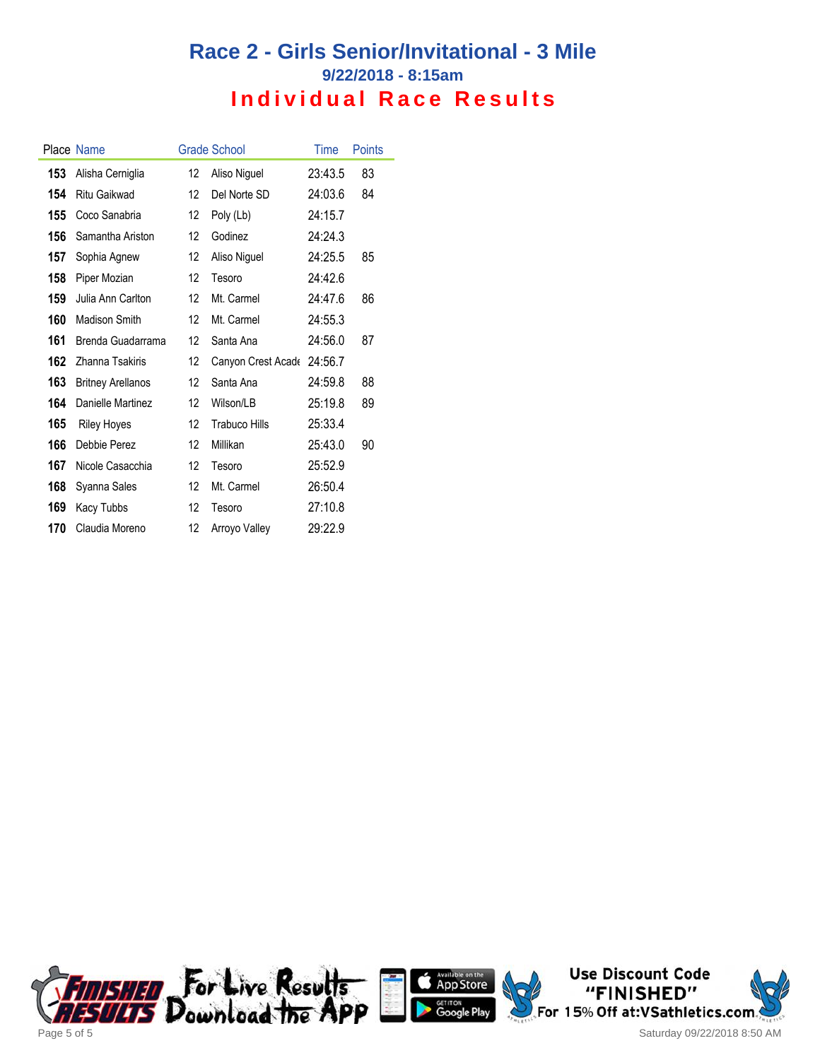# Race 2 - Girls Senior/Invitational - 3 Mile

## 9/22/2018 - 8:15am

## Individual Race Results

| Place | Name | Grade | School | Time | Points |
|---|---|---|---|---|---|
| 153 | Alisha Cerniglia | 12 | Aliso Niguel | 23:43.5 | 83 |
| 154 | Ritu Gaikwad | 12 | Del Norte SD | 24:03.6 | 84 |
| 155 | Coco Sanabria | 12 | Poly (Lb) | 24:15.7 | |
| 156 | Samantha Ariston | 12 | Godinez | 24:24.3 | |
| 157 | Sophia Agnew | 12 | Aliso Niguel | 24:25.5 | 85 |
| 158 | Piper Mozian | 12 | Tesoro | 24:42.6 | |
| 159 | Julia Ann Carlton | 12 | Mt. Carmel | 24:47.6 | 86 |
| 160 | Madison Smith | 12 | Mt. Carmel | 24:55.3 | |
| 161 | Brenda Guadarrama | 12 | Santa Ana | 24:56.0 | 87 |
| 162 | Zhanna Tsakiris | 12 | Canyon Crest Acade | 24:56.7 | |
| 163 | Britney Arellanos | 12 | Santa Ana | 24:59.8 | 88 |
| 164 | Danielle Martinez | 12 | Wilson/LB | 25:19.8 | 89 |
| 165 | Riley Hoyes | 12 | Trabuco Hills | 25:33.4 | |
| 166 | Debbie Perez | 12 | Millikan | 25:43.0 | 90 |
| 167 | Nicole Casacchia | 12 | Tesoro | 25:52.9 | |
| 168 | Syanna Sales | 12 | Mt. Carmel | 26:50.4 | |
| 169 | Kacy Tubbs | 12 | Tesoro | 27:10.8 | |
| 170 | Claudia Moreno | 12 | Arroyo Valley | 29:22.9 | |

Finished Results — For Live Results Download the App

Available on the App Store — Get it on Google Play

Use Discount Code "FINISHED" For 15% Off at:VSathletics.com

Saturday 09/22/2018 8:50 AM